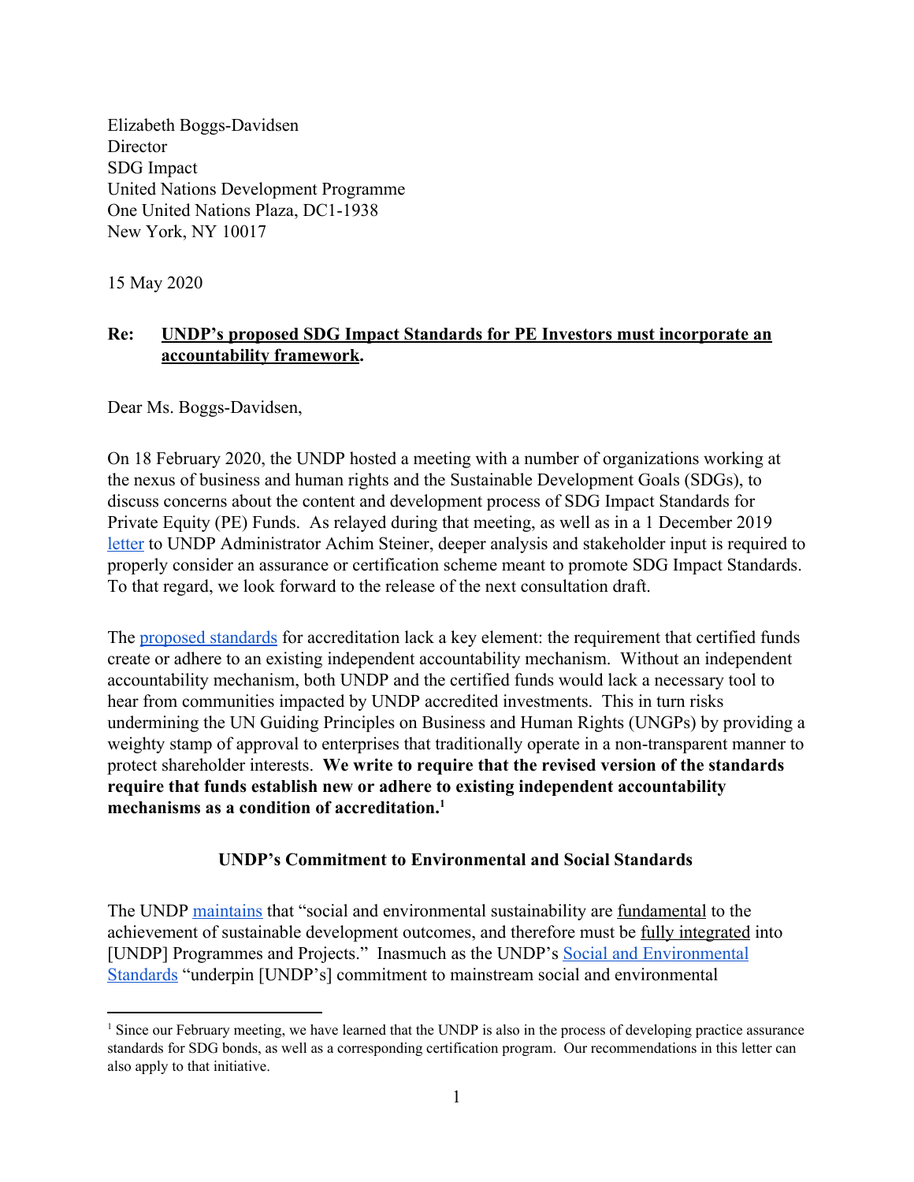Elizabeth Boggs-Davidsen
Director
SDG Impact
United Nations Development Programme
One United Nations Plaza, DC1-1938
New York, NY 10017

15 May 2020

**Re: UNDP's proposed SDG Impact Standards for PE Investors must incorporate an accountability framework.**

Dear Ms. Boggs-Davidsen,

On 18 February 2020, the UNDP hosted a meeting with a number of organizations working at the nexus of business and human rights and the Sustainable Development Goals (SDGs), to discuss concerns about the content and development process of SDG Impact Standards for Private Equity (PE) Funds. As relayed during that meeting, as well as in a 1 December 2019 letter to UNDP Administrator Achim Steiner, deeper analysis and stakeholder input is required to properly consider an assurance or certification scheme meant to promote SDG Impact Standards. To that regard, we look forward to the release of the next consultation draft.

The proposed standards for accreditation lack a key element: the requirement that certified funds create or adhere to an existing independent accountability mechanism. Without an independent accountability mechanism, both UNDP and the certified funds would lack a necessary tool to hear from communities impacted by UNDP accredited investments. This in turn risks undermining the UN Guiding Principles on Business and Human Rights (UNGPs) by providing a weighty stamp of approval to enterprises that traditionally operate in a non-transparent manner to protect shareholder interests. **We write to require that the revised version of the standards require that funds establish new or adhere to existing independent accountability mechanisms as a condition of accreditation.**[1]

## UNDP's Commitment to Environmental and Social Standards

The UNDP maintains that "social and environmental sustainability are fundamental to the achievement of sustainable development outcomes, and therefore must be fully integrated into [UNDP] Programmes and Projects." Inasmuch as the UNDP's Social and Environmental Standards "underpin [UNDP's] commitment to mainstream social and environmental

[1] Since our February meeting, we have learned that the UNDP is also in the process of developing practice assurance standards for SDG bonds, as well as a corresponding certification program. Our recommendations in this letter can also apply to that initiative.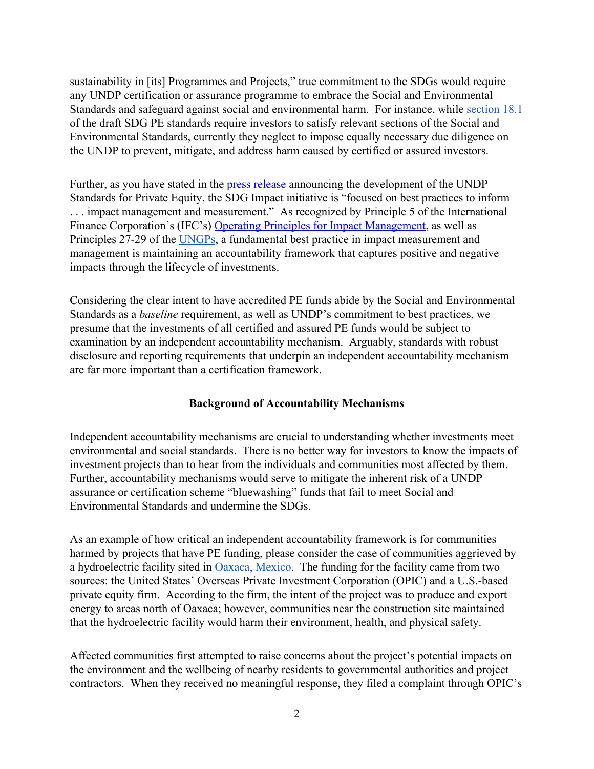sustainability in [its] Programmes and Projects," true commitment to the SDGs would require any UNDP certification or assurance programme to embrace the Social and Environmental Standards and safeguard against social and environmental harm. For instance, while section 18.1 of the draft SDG PE standards require investors to satisfy relevant sections of the Social and Environmental Standards, currently they neglect to impose equally necessary due diligence on the UNDP to prevent, mitigate, and address harm caused by certified or assured investors.

Further, as you have stated in the press release announcing the development of the UNDP Standards for Private Equity, the SDG Impact initiative is "focused on best practices to inform . . . impact management and measurement." As recognized by Principle 5 of the International Finance Corporation's (IFC's) Operating Principles for Impact Management, as well as Principles 27-29 of the UNGPs, a fundamental best practice in impact measurement and management is maintaining an accountability framework that captures positive and negative impacts through the lifecycle of investments.

Considering the clear intent to have accredited PE funds abide by the Social and Environmental Standards as a *baseline* requirement, as well as UNDP's commitment to best practices, we presume that the investments of all certified and assured PE funds would be subject to examination by an independent accountability mechanism. Arguably, standards with robust disclosure and reporting requirements that underpin an independent accountability mechanism are far more important than a certification framework.

**Background of Accountability Mechanisms**

Independent accountability mechanisms are crucial to understanding whether investments meet environmental and social standards. There is no better way for investors to know the impacts of investment projects than to hear from the individuals and communities most affected by them. Further, accountability mechanisms would serve to mitigate the inherent risk of a UNDP assurance or certification scheme "bluewashing" funds that fail to meet Social and Environmental Standards and undermine the SDGs.

As an example of how critical an independent accountability framework is for communities harmed by projects that have PE funding, please consider the case of communities aggrieved by a hydroelectric facility sited in Oaxaca, Mexico. The funding for the facility came from two sources: the United States' Overseas Private Investment Corporation (OPIC) and a U.S.-based private equity firm. According to the firm, the intent of the project was to produce and export energy to areas north of Oaxaca; however, communities near the construction site maintained that the hydroelectric facility would harm their environment, health, and physical safety.

Affected communities first attempted to raise concerns about the project's potential impacts on the environment and the wellbeing of nearby residents to governmental authorities and project contractors. When they received no meaningful response, they filed a complaint through OPIC's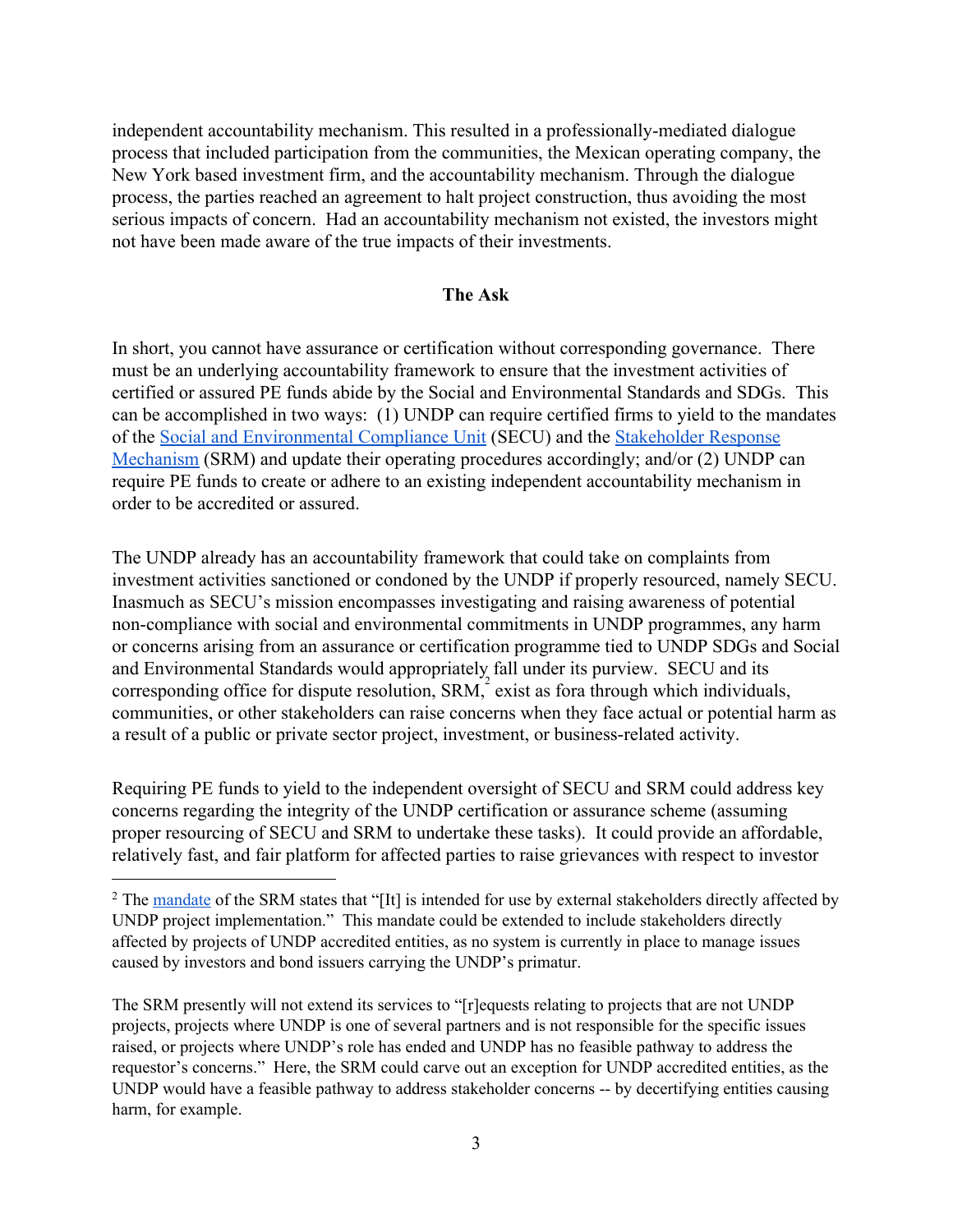independent accountability mechanism. This resulted in a professionally-mediated dialogue process that included participation from the communities, the Mexican operating company, the New York based investment firm, and the accountability mechanism. Through the dialogue process, the parties reached an agreement to halt project construction, thus avoiding the most serious impacts of concern. Had an accountability mechanism not existed, the investors might not have been made aware of the true impacts of their investments.

**The Ask**

In short, you cannot have assurance or certification without corresponding governance. There must be an underlying accountability framework to ensure that the investment activities of certified or assured PE funds abide by the Social and Environmental Standards and SDGs. This can be accomplished in two ways: (1) UNDP can require certified firms to yield to the mandates of the Social and Environmental Compliance Unit (SECU) and the Stakeholder Response Mechanism (SRM) and update their operating procedures accordingly; and/or (2) UNDP can require PE funds to create or adhere to an existing independent accountability mechanism in order to be accredited or assured.

The UNDP already has an accountability framework that could take on complaints from investment activities sanctioned or condoned by the UNDP if properly resourced, namely SECU. Inasmuch as SECU's mission encompasses investigating and raising awareness of potential non-compliance with social and environmental commitments in UNDP programmes, any harm or concerns arising from an assurance or certification programme tied to UNDP SDGs and Social and Environmental Standards would appropriately fall under its purview. SECU and its corresponding office for dispute resolution, SRM,[2] exist as fora through which individuals, communities, or other stakeholders can raise concerns when they face actual or potential harm as a result of a public or private sector project, investment, or business-related activity.

Requiring PE funds to yield to the independent oversight of SECU and SRM could address key concerns regarding the integrity of the UNDP certification or assurance scheme (assuming proper resourcing of SECU and SRM to undertake these tasks). It could provide an affordable, relatively fast, and fair platform for affected parties to raise grievances with respect to investor

---

[2] The mandate of the SRM states that "[It] is intended for use by external stakeholders directly affected by UNDP project implementation." This mandate could be extended to include stakeholders directly affected by projects of UNDP accredited entities, as no system is currently in place to manage issues caused by investors and bond issuers carrying the UNDP's primatur.

The SRM presently will not extend its services to "[r]equests relating to projects that are not UNDP projects, projects where UNDP is one of several partners and is not responsible for the specific issues raised, or projects where UNDP's role has ended and UNDP has no feasible pathway to address the requestor's concerns." Here, the SRM could carve out an exception for UNDP accredited entities, as the UNDP would have a feasible pathway to address stakeholder concerns -- by decertifying entities causing harm, for example.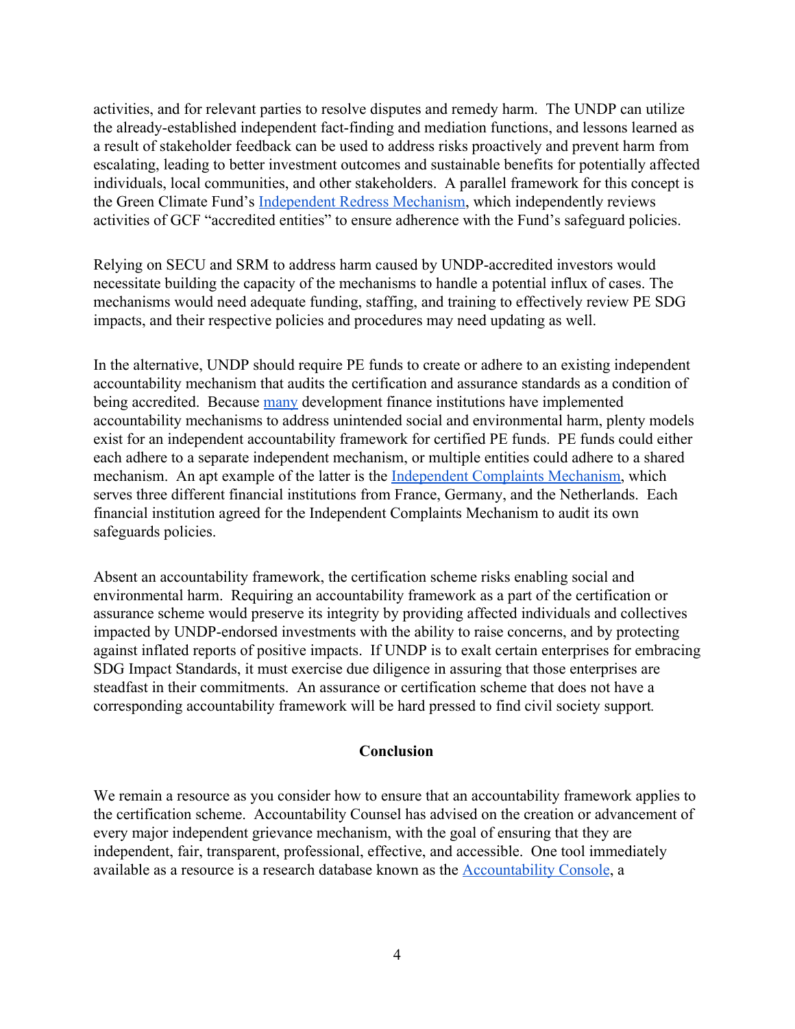activities, and for relevant parties to resolve disputes and remedy harm. The UNDP can utilize the already-established independent fact-finding and mediation functions, and lessons learned as a result of stakeholder feedback can be used to address risks proactively and prevent harm from escalating, leading to better investment outcomes and sustainable benefits for potentially affected individuals, local communities, and other stakeholders. A parallel framework for this concept is the Green Climate Fund's Independent Redress Mechanism, which independently reviews activities of GCF "accredited entities" to ensure adherence with the Fund's safeguard policies.

Relying on SECU and SRM to address harm caused by UNDP-accredited investors would necessitate building the capacity of the mechanisms to handle a potential influx of cases. The mechanisms would need adequate funding, staffing, and training to effectively review PE SDG impacts, and their respective policies and procedures may need updating as well.

In the alternative, UNDP should require PE funds to create or adhere to an existing independent accountability mechanism that audits the certification and assurance standards as a condition of being accredited. Because many development finance institutions have implemented accountability mechanisms to address unintended social and environmental harm, plenty models exist for an independent accountability framework for certified PE funds. PE funds could either each adhere to a separate independent mechanism, or multiple entities could adhere to a shared mechanism. An apt example of the latter is the Independent Complaints Mechanism, which serves three different financial institutions from France, Germany, and the Netherlands. Each financial institution agreed for the Independent Complaints Mechanism to audit its own safeguards policies.

Absent an accountability framework, the certification scheme risks enabling social and environmental harm. Requiring an accountability framework as a part of the certification or assurance scheme would preserve its integrity by providing affected individuals and collectives impacted by UNDP-endorsed investments with the ability to raise concerns, and by protecting against inflated reports of positive impacts. If UNDP is to exalt certain enterprises for embracing SDG Impact Standards, it must exercise due diligence in assuring that those enterprises are steadfast in their commitments. An assurance or certification scheme that does not have a corresponding accountability framework will be hard pressed to find civil society support.

## Conclusion

We remain a resource as you consider how to ensure that an accountability framework applies to the certification scheme. Accountability Counsel has advised on the creation or advancement of every major independent grievance mechanism, with the goal of ensuring that they are independent, fair, transparent, professional, effective, and accessible. One tool immediately available as a resource is a research database known as the Accountability Console, a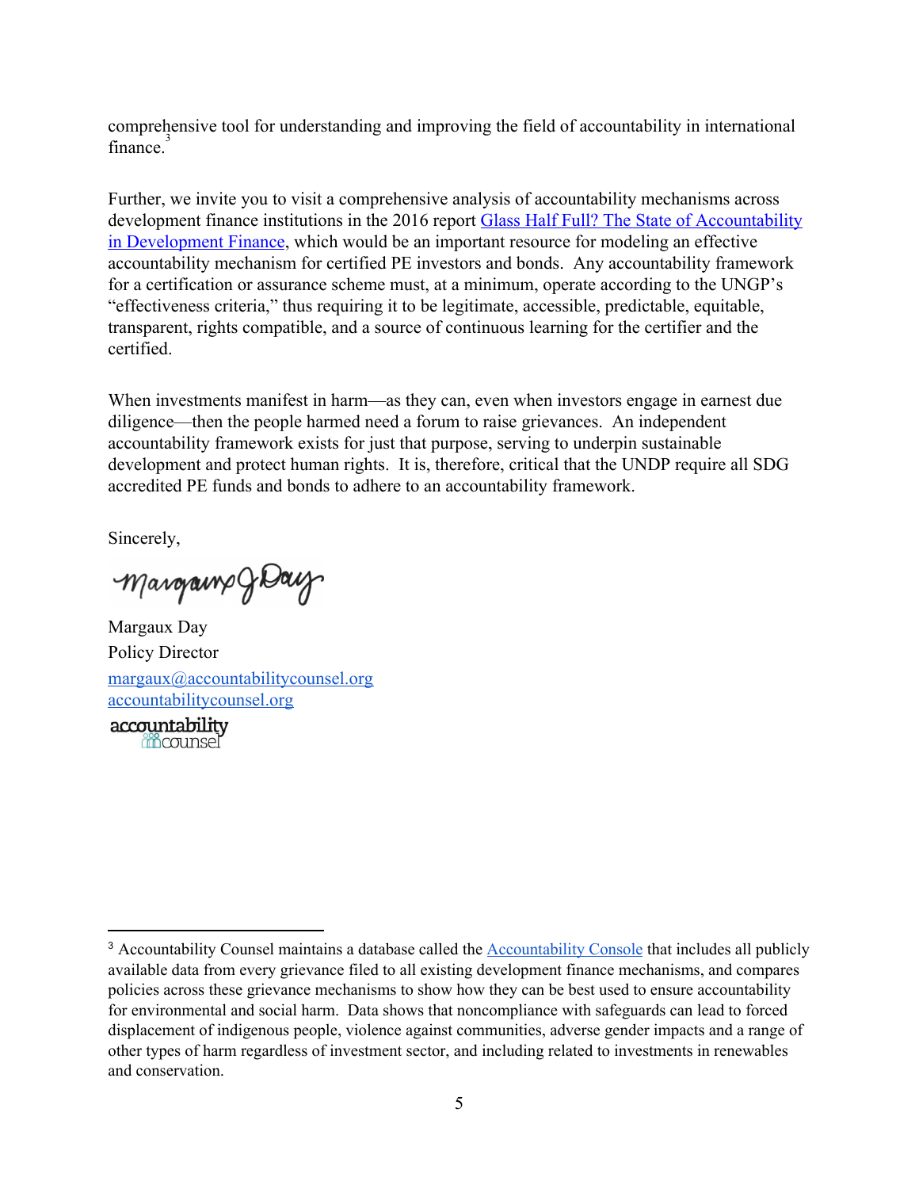comprehensive tool for understanding and improving the field of accountability in international finance.[3]

Further, we invite you to visit a comprehensive analysis of accountability mechanisms across development finance institutions in the 2016 report Glass Half Full? The State of Accountability in Development Finance, which would be an important resource for modeling an effective accountability mechanism for certified PE investors and bonds. Any accountability framework for a certification or assurance scheme must, at a minimum, operate according to the UNGP's "effectiveness criteria," thus requiring it to be legitimate, accessible, predictable, equitable, transparent, rights compatible, and a source of continuous learning for the certifier and the certified.

When investments manifest in harm—as they can, even when investors engage in earnest due diligence—then the people harmed need a forum to raise grievances. An independent accountability framework exists for just that purpose, serving to underpin sustainable development and protect human rights. It is, therefore, critical that the UNDP require all SDG accredited PE funds and bonds to adhere to an accountability framework.

Sincerely,

Margaux Day
Policy Director
margaux@accountabilitycounsel.org
accountabilitycounsel.org

accountability counsel

---

[3] Accountability Counsel maintains a database called the Accountability Console that includes all publicly available data from every grievance filed to all existing development finance mechanisms, and compares policies across these grievance mechanisms to show how they can be best used to ensure accountability for environmental and social harm. Data shows that noncompliance with safeguards can lead to forced displacement of indigenous people, violence against communities, adverse gender impacts and a range of other types of harm regardless of investment sector, and including related to investments in renewables and conservation.